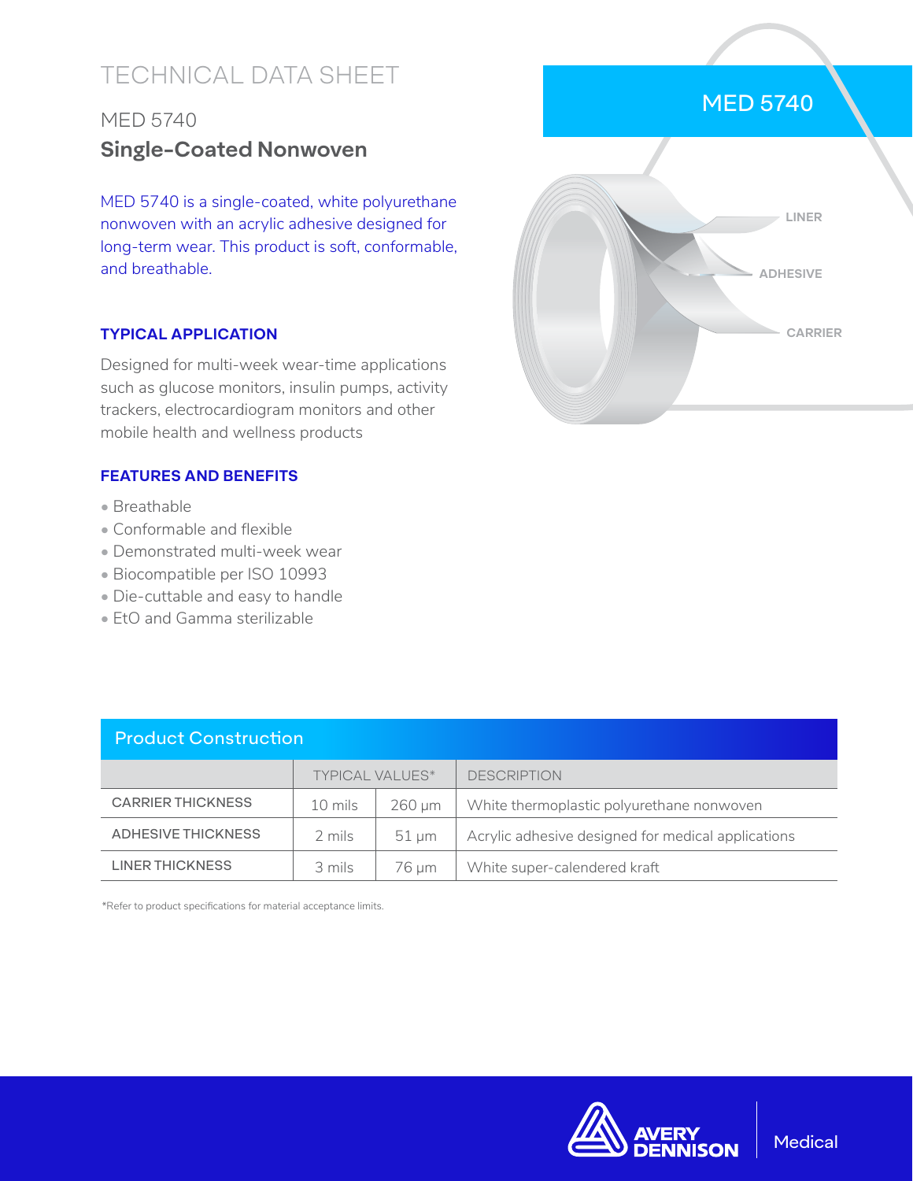# TECHNICAL DATA SHEET

## MED 5740

## Single-Coated Nonwoven

MED 5740 is a single-coated, white polyurethane nonwoven with an acrylic adhesive designed for long-term wear. This product is soft, conformable, and breathable.

MED 5740

LINER

ADHESIVE

CARRIER

### TYPICAL APPLICATION

Designed for multi-week wear-time applications such as glucose monitors, insulin pumps, activity trackers, electrocardiogram monitors and other mobile health and wellness products

### FEATURES AND BENEFITS

- Breathable
- Conformable and flexible
- Demonstrated multi-week wear
- Biocompatible per ISO 10993
- Die-cuttable and easy to handle
- EtO and Gamma sterilizable

### Product Construction

| | TYPICAL VALUES* | | DESCRIPTION |
|---|---|---|---|
| CARRIER THICKNESS | 10 mils | 260 µm | White thermoplastic polyurethane nonwoven |
| ADHESIVE THICKNESS | 2 mils | 51 µm | Acrylic adhesive designed for medical applications |
| LINER THICKNESS | 3 mils | 76 µm | White super-calendered kraft |

*Refer to product specifications for material acceptance limits.

AVERY DENNISON Medical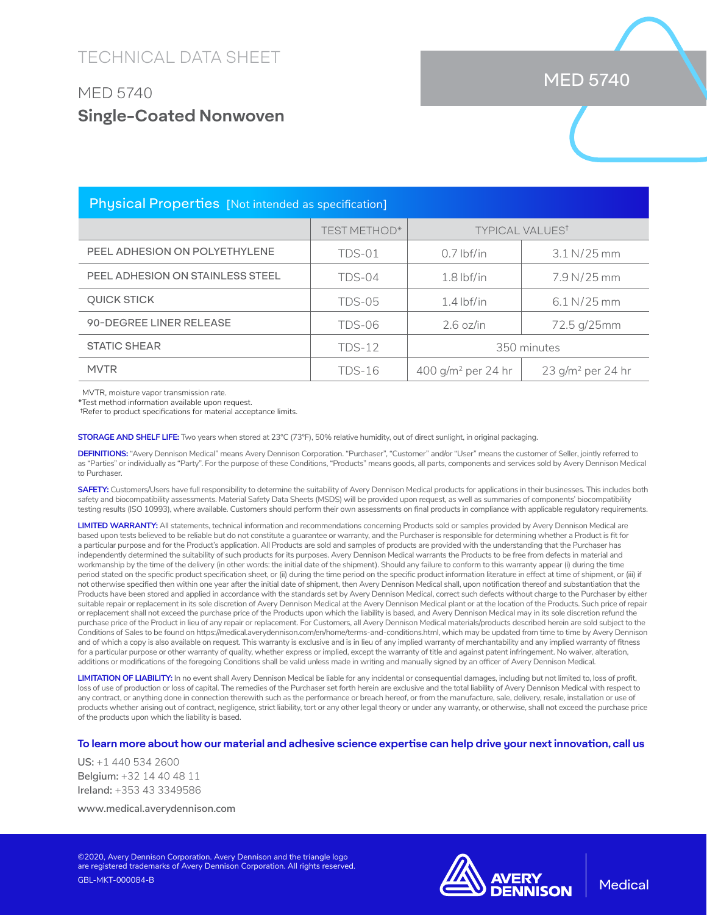TECHNICAL DATA SHEET

MED 5740

## Single-Coated Nonwoven

MED 5740

### Physical Properties [Not intended as specification]

| | TEST METHOD* | TYPICAL VALUES† | |
|---|---|---|---|
| PEEL ADHESION ON POLYETHYLENE | TDS-01 | 0.7 lbf/in | 3.1 N/25 mm |
| PEEL ADHESION ON STAINLESS STEEL | TDS-04 | 1.8 lbf/in | 7.9 N/25 mm |
| QUICK STICK | TDS-05 | 1.4 lbf/in | 6.1 N/25 mm |
| 90-DEGREE LINER RELEASE | TDS-06 | 2.6 oz/in | 72.5 g/25mm |
| STATIC SHEAR | TDS-12 | 350 minutes | |
| MVTR | TDS-16 | 400 $g/m^2$ per 24 hr | 23 $g/m^2$ per 24 hr |

MVTR, moisture vapor transmission rate.
*Test method information available upon request.
†Refer to product specifications for material acceptance limits.

**STORAGE AND SHELF LIFE:** Two years when stored at 23°C (73°F), 50% relative humidity, out of direct sunlight, in original packaging.

**DEFINITIONS:** "Avery Dennison Medical" means Avery Dennison Corporation. "Purchaser", "Customer" and/or "User" means the customer of Seller, jointly referred to as "Parties" or individually as "Party". For the purpose of these Conditions, "Products" means goods, all parts, components and services sold by Avery Dennison Medical to Purchaser.

**SAFETY:** Customers/Users have full responsibility to determine the suitability of Avery Dennison Medical products for applications in their businesses. This includes both safety and biocompatibility assessments. Material Safety Data Sheets (MSDS) will be provided upon request, as well as summaries of components' biocompatibility testing results (ISO 10993), where available. Customers should perform their own assessments on final products in compliance with applicable regulatory requirements.

**LIMITED WARRANTY:** All statements, technical information and recommendations concerning Products sold or samples provided by Avery Dennison Medical are based upon tests believed to be reliable but do not constitute a guarantee or warranty, and the Purchaser is responsible for determining whether a Product is fit for a particular purpose and for the Product's application. All Products are sold and samples of products are provided with the understanding that the Purchaser has independently determined the suitability of such products for its purposes. Avery Dennison Medical warrants the Products to be free from defects in material and workmanship by the time of the delivery (in other words: the initial date of the shipment). Should any failure to conform to this warranty appear (i) during the time period stated on the specific product specification sheet, or (ii) during the time period on the specific product information literature in effect at time of shipment, or (iii) if not otherwise specified then within one year after the initial date of shipment, then Avery Dennison Medical shall, upon notification thereof and substantiation that the Products have been stored and applied in accordance with the standards set by Avery Dennison Medical, correct such defects without charge to the Purchaser by either suitable repair or replacement in its sole discretion of Avery Dennison Medical at the Avery Dennison Medical plant or at the location of the Products. Such price of repair or replacement shall not exceed the purchase price of the Products upon which the liability is based, and Avery Dennison Medical may in its sole discretion refund the purchase price of the Product in lieu of any repair or replacement. For Customers, all Avery Dennison Medical materials/products described herein are sold subject to the Conditions of Sales to be found on https://medical.averydennison.com/en/home/terms-and-conditions.html, which may be updated from time to time by Avery Dennison and of which a copy is also available on request. This warranty is exclusive and is in lieu of any implied warranty of merchantability and any implied warranty of fitness for a particular purpose or other warranty of quality, whether express or implied, except the warranty of title and against patent infringement. No waiver, alteration, additions or modifications of the foregoing Conditions shall be valid unless made in writing and manually signed by an officer of Avery Dennison Medical.

**LIMITATION OF LIABILITY:** In no event shall Avery Dennison Medical be liable for any incidental or consequential damages, including but not limited to, loss of profit, loss of use of production or loss of capital. The remedies of the Purchaser set forth herein are exclusive and the total liability of Avery Dennison Medical with respect to any contract, or anything done in connection therewith such as the performance or breach hereof, or from the manufacture, sale, delivery, resale, installation or use of products whether arising out of contract, negligence, strict liability, tort or any other legal theory or under any warranty, or otherwise, shall not exceed the purchase price of the products upon which the liability is based.

**To learn more about how our material and adhesive science expertise can help drive your next innovation, call us**

**US:** +1 440 534 2600
**Belgium:** +32 14 40 48 11
**Ireland:** +353 43 3349586

www.medical.averydennison.com

©2020, Avery Dennison Corporation. Avery Dennison and the triangle logo are registered trademarks of Avery Dennison Corporation. All rights reserved.

GBL-MKT-000084-B

AVERY DENNISON Medical